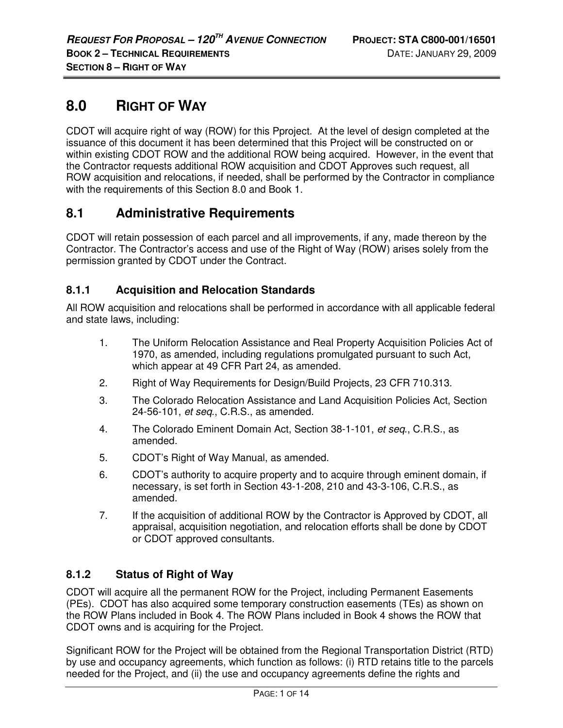# 8.0 RIGHT OF WAY

CDOT will acquire right of way (ROW) for this Pproject. At the level of design completed at the issuance of this document it has been determined that this Project will be constructed on or within existing CDOT ROW and the additional ROW being acquired. However, in the event that the Contractor requests additional ROW acquisition and CDOT Approves such request, all ROW acquisition and relocations, if needed, shall be performed by the Contractor in compliance with the requirements of this Section 8.0 and Book 1.

## 8.1 Administrative Requirements

CDOT will retain possession of each parcel and all improvements, if any, made thereon by the Contractor. The Contractor's access and use of the Right of Way (ROW) arises solely from the permission granted by CDOT under the Contract.

### 8.1.1 Acquisition and Relocation Standards

All ROW acquisition and relocations shall be performed in accordance with all applicable federal and state laws, including:

1. The Uniform Relocation Assistance and Real Property Acquisition Policies Act of 1970, as amended, including regulations promulgated pursuant to such Act, which appear at 49 CFR Part 24, as amended.
2. Right of Way Requirements for Design/Build Projects, 23 CFR 710.313.
3. The Colorado Relocation Assistance and Land Acquisition Policies Act, Section 24-56-101, *et seq*., C.R.S., as amended.
4. The Colorado Eminent Domain Act, Section 38-1-101, *et seq*., C.R.S., as amended.
5. CDOT's Right of Way Manual, as amended.
6. CDOT's authority to acquire property and to acquire through eminent domain, if necessary, is set forth in Section 43-1-208, 210 and 43-3-106, C.R.S., as amended.
7. If the acquisition of additional ROW by the Contractor is Approved by CDOT, all appraisal, acquisition negotiation, and relocation efforts shall be done by CDOT or CDOT approved consultants.

### 8.1.2 Status of Right of Way

CDOT will acquire all the permanent ROW for the Project, including Permanent Easements (PEs). CDOT has also acquired some temporary construction easements (TEs) as shown on the ROW Plans included in Book 4. The ROW Plans included in Book 4 shows the ROW that CDOT owns and is acquiring for the Project.

Significant ROW for the Project will be obtained from the Regional Transportation District (RTD) by use and occupancy agreements, which function as follows: (i) RTD retains title to the parcels needed for the Project, and (ii) the use and occupancy agreements define the rights and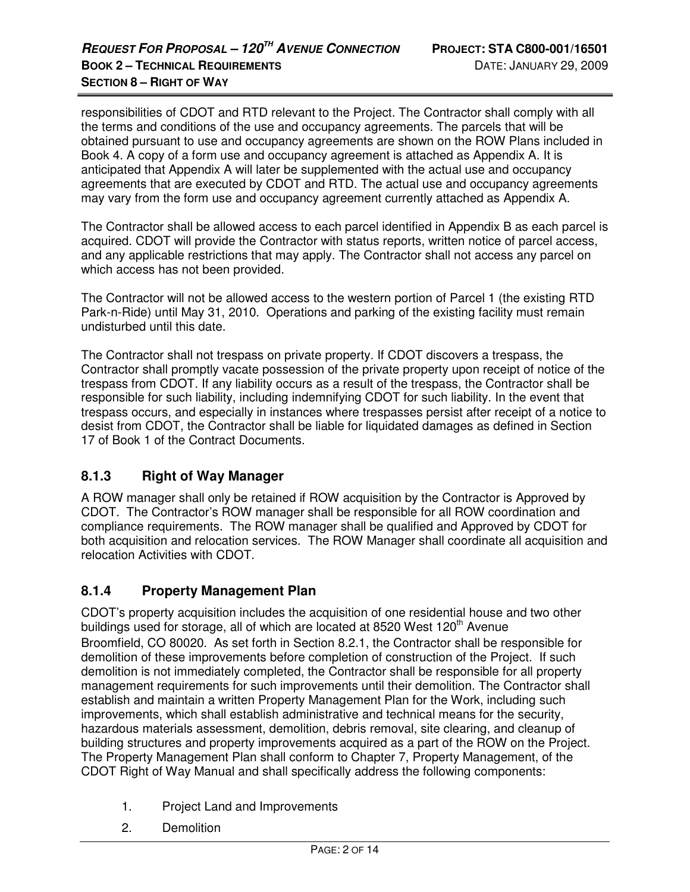responsibilities of CDOT and RTD relevant to the Project. The Contractor shall comply with all the terms and conditions of the use and occupancy agreements. The parcels that will be obtained pursuant to use and occupancy agreements are shown on the ROW Plans included in Book 4. A copy of a form use and occupancy agreement is attached as Appendix A. It is anticipated that Appendix A will later be supplemented with the actual use and occupancy agreements that are executed by CDOT and RTD. The actual use and occupancy agreements may vary from the form use and occupancy agreement currently attached as Appendix A.

The Contractor shall be allowed access to each parcel identified in Appendix B as each parcel is acquired. CDOT will provide the Contractor with status reports, written notice of parcel access, and any applicable restrictions that may apply. The Contractor shall not access any parcel on which access has not been provided.

The Contractor will not be allowed access to the western portion of Parcel 1 (the existing RTD Park-n-Ride) until May 31, 2010. Operations and parking of the existing facility must remain undisturbed until this date.

The Contractor shall not trespass on private property. If CDOT discovers a trespass, the Contractor shall promptly vacate possession of the private property upon receipt of notice of the trespass from CDOT. If any liability occurs as a result of the trespass, the Contractor shall be responsible for such liability, including indemnifying CDOT for such liability. In the event that trespass occurs, and especially in instances where trespasses persist after receipt of a notice to desist from CDOT, the Contractor shall be liable for liquidated damages as defined in Section 17 of Book 1 of the Contract Documents.

### 8.1.3 Right of Way Manager

A ROW manager shall only be retained if ROW acquisition by the Contractor is Approved by CDOT. The Contractor's ROW manager shall be responsible for all ROW coordination and compliance requirements. The ROW manager shall be qualified and Approved by CDOT for both acquisition and relocation services. The ROW Manager shall coordinate all acquisition and relocation Activities with CDOT.

### 8.1.4 Property Management Plan

CDOT's property acquisition includes the acquisition of one residential house and two other buildings used for storage, all of which are located at 8520 West 120th Avenue Broomfield, CO 80020. As set forth in Section 8.2.1, the Contractor shall be responsible for demolition of these improvements before completion of construction of the Project. If such demolition is not immediately completed, the Contractor shall be responsible for all property management requirements for such improvements until their demolition. The Contractor shall establish and maintain a written Property Management Plan for the Work, including such improvements, which shall establish administrative and technical means for the security, hazardous materials assessment, demolition, debris removal, site clearing, and cleanup of building structures and property improvements acquired as a part of the ROW on the Project. The Property Management Plan shall conform to Chapter 7, Property Management, of the CDOT Right of Way Manual and shall specifically address the following components:

1. Project Land and Improvements
2. Demolition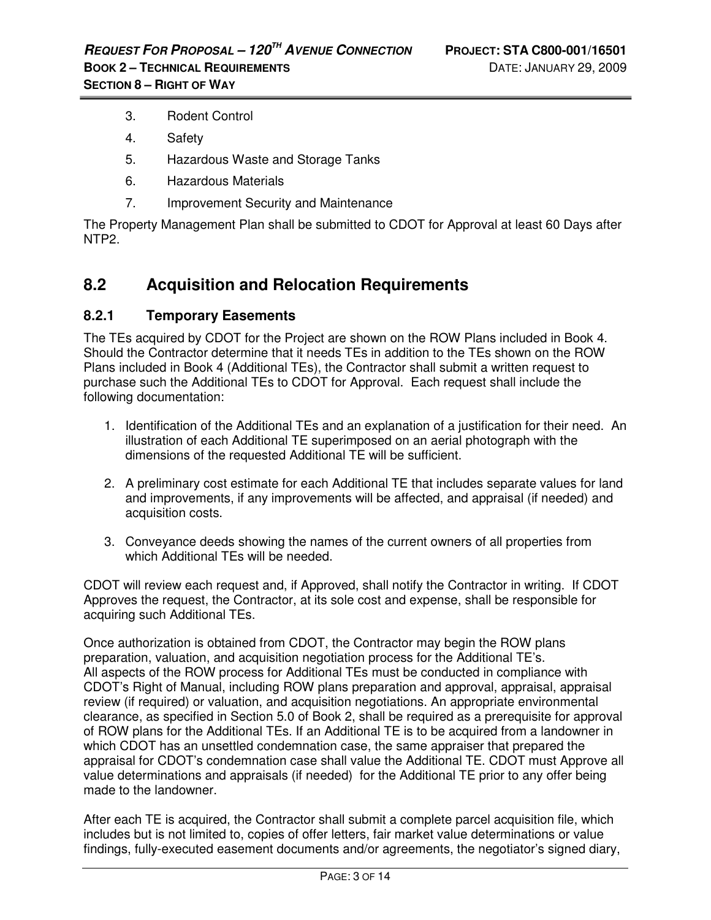3. Rodent Control
4. Safety
5. Hazardous Waste and Storage Tanks
6. Hazardous Materials
7. Improvement Security and Maintenance

The Property Management Plan shall be submitted to CDOT for Approval at least 60 Days after NTP2.

## 8.2 Acquisition and Relocation Requirements

### 8.2.1 Temporary Easements

The TEs acquired by CDOT for the Project are shown on the ROW Plans included in Book 4. Should the Contractor determine that it needs TEs in addition to the TEs shown on the ROW Plans included in Book 4 (Additional TEs), the Contractor shall submit a written request to purchase such the Additional TEs to CDOT for Approval. Each request shall include the following documentation:

1. Identification of the Additional TEs and an explanation of a justification for their need. An illustration of each Additional TE superimposed on an aerial photograph with the dimensions of the requested Additional TE will be sufficient.
2. A preliminary cost estimate for each Additional TE that includes separate values for land and improvements, if any improvements will be affected, and appraisal (if needed) and acquisition costs.
3. Conveyance deeds showing the names of the current owners of all properties from which Additional TEs will be needed.

CDOT will review each request and, if Approved, shall notify the Contractor in writing. If CDOT Approves the request, the Contractor, at its sole cost and expense, shall be responsible for acquiring such Additional TEs.

Once authorization is obtained from CDOT, the Contractor may begin the ROW plans preparation, valuation, and acquisition negotiation process for the Additional TE's. All aspects of the ROW process for Additional TEs must be conducted in compliance with CDOT's Right of Manual, including ROW plans preparation and approval, appraisal, appraisal review (if required) or valuation, and acquisition negotiations. An appropriate environmental clearance, as specified in Section 5.0 of Book 2, shall be required as a prerequisite for approval of ROW plans for the Additional TEs. If an Additional TE is to be acquired from a landowner in which CDOT has an unsettled condemnation case, the same appraiser that prepared the appraisal for CDOT's condemnation case shall value the Additional TE. CDOT must Approve all value determinations and appraisals (if needed) for the Additional TE prior to any offer being made to the landowner.

After each TE is acquired, the Contractor shall submit a complete parcel acquisition file, which includes but is not limited to, copies of offer letters, fair market value determinations or value findings, fully-executed easement documents and/or agreements, the negotiator's signed diary,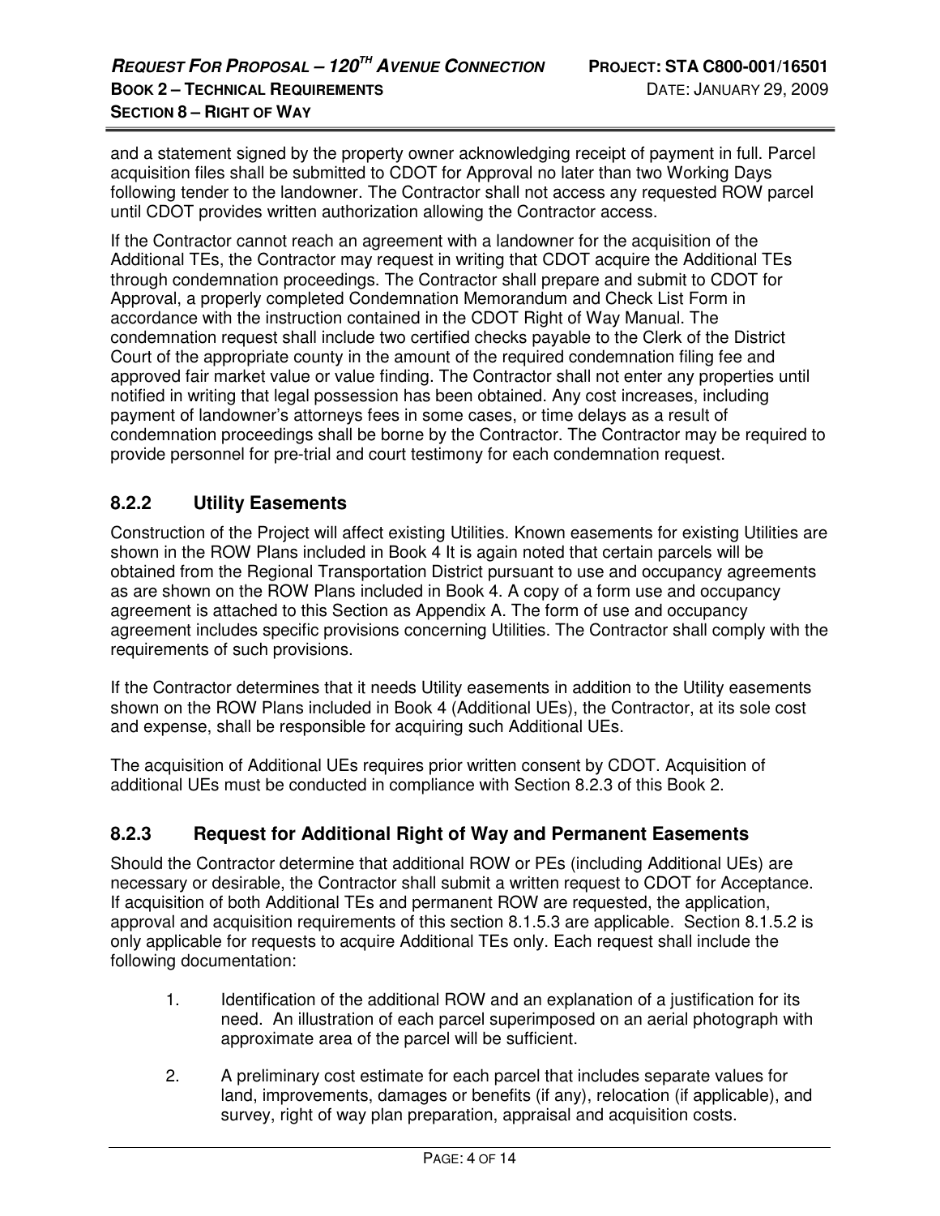and a statement signed by the property owner acknowledging receipt of payment in full. Parcel acquisition files shall be submitted to CDOT for Approval no later than two Working Days following tender to the landowner. The Contractor shall not access any requested ROW parcel until CDOT provides written authorization allowing the Contractor access.

If the Contractor cannot reach an agreement with a landowner for the acquisition of the Additional TEs, the Contractor may request in writing that CDOT acquire the Additional TEs through condemnation proceedings. The Contractor shall prepare and submit to CDOT for Approval, a properly completed Condemnation Memorandum and Check List Form in accordance with the instruction contained in the CDOT Right of Way Manual. The condemnation request shall include two certified checks payable to the Clerk of the District Court of the appropriate county in the amount of the required condemnation filing fee and approved fair market value or value finding. The Contractor shall not enter any properties until notified in writing that legal possession has been obtained. Any cost increases, including payment of landowner's attorneys fees in some cases, or time delays as a result of condemnation proceedings shall be borne by the Contractor. The Contractor may be required to provide personnel for pre-trial and court testimony for each condemnation request.

### 8.2.2 Utility Easements

Construction of the Project will affect existing Utilities. Known easements for existing Utilities are shown in the ROW Plans included in Book 4 It is again noted that certain parcels will be obtained from the Regional Transportation District pursuant to use and occupancy agreements as are shown on the ROW Plans included in Book 4. A copy of a form use and occupancy agreement is attached to this Section as Appendix A. The form of use and occupancy agreement includes specific provisions concerning Utilities. The Contractor shall comply with the requirements of such provisions.

If the Contractor determines that it needs Utility easements in addition to the Utility easements shown on the ROW Plans included in Book 4 (Additional UEs), the Contractor, at its sole cost and expense, shall be responsible for acquiring such Additional UEs.

The acquisition of Additional UEs requires prior written consent by CDOT. Acquisition of additional UEs must be conducted in compliance with Section 8.2.3 of this Book 2.

### 8.2.3 Request for Additional Right of Way and Permanent Easements

Should the Contractor determine that additional ROW or PEs (including Additional UEs) are necessary or desirable, the Contractor shall submit a written request to CDOT for Acceptance. If acquisition of both Additional TEs and permanent ROW are requested, the application, approval and acquisition requirements of this section 8.1.5.3 are applicable. Section 8.1.5.2 is only applicable for requests to acquire Additional TEs only. Each request shall include the following documentation:

1. Identification of the additional ROW and an explanation of a justification for its need. An illustration of each parcel superimposed on an aerial photograph with approximate area of the parcel will be sufficient.

2. A preliminary cost estimate for each parcel that includes separate values for land, improvements, damages or benefits (if any), relocation (if applicable), and survey, right of way plan preparation, appraisal and acquisition costs.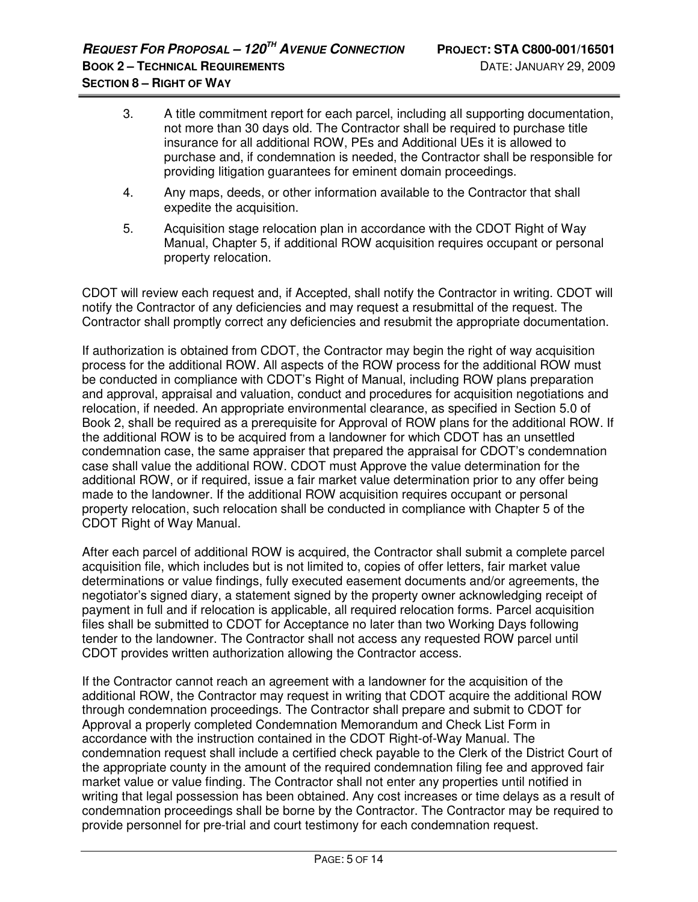3. A title commitment report for each parcel, including all supporting documentation, not more than 30 days old. The Contractor shall be required to purchase title insurance for all additional ROW, PEs and Additional UEs it is allowed to purchase and, if condemnation is needed, the Contractor shall be responsible for providing litigation guarantees for eminent domain proceedings.
4. Any maps, deeds, or other information available to the Contractor that shall expedite the acquisition.
5. Acquisition stage relocation plan in accordance with the CDOT Right of Way Manual, Chapter 5, if additional ROW acquisition requires occupant or personal property relocation.

CDOT will review each request and, if Accepted, shall notify the Contractor in writing. CDOT will notify the Contractor of any deficiencies and may request a resubmittal of the request. The Contractor shall promptly correct any deficiencies and resubmit the appropriate documentation.

If authorization is obtained from CDOT, the Contractor may begin the right of way acquisition process for the additional ROW. All aspects of the ROW process for the additional ROW must be conducted in compliance with CDOT's Right of Manual, including ROW plans preparation and approval, appraisal and valuation, conduct and procedures for acquisition negotiations and relocation, if needed. An appropriate environmental clearance, as specified in Section 5.0 of Book 2, shall be required as a prerequisite for Approval of ROW plans for the additional ROW. If the additional ROW is to be acquired from a landowner for which CDOT has an unsettled condemnation case, the same appraiser that prepared the appraisal for CDOT's condemnation case shall value the additional ROW. CDOT must Approve the value determination for the additional ROW, or if required, issue a fair market value determination prior to any offer being made to the landowner. If the additional ROW acquisition requires occupant or personal property relocation, such relocation shall be conducted in compliance with Chapter 5 of the CDOT Right of Way Manual.

After each parcel of additional ROW is acquired, the Contractor shall submit a complete parcel acquisition file, which includes but is not limited to, copies of offer letters, fair market value determinations or value findings, fully executed easement documents and/or agreements, the negotiator's signed diary, a statement signed by the property owner acknowledging receipt of payment in full and if relocation is applicable, all required relocation forms. Parcel acquisition files shall be submitted to CDOT for Acceptance no later than two Working Days following tender to the landowner. The Contractor shall not access any requested ROW parcel until CDOT provides written authorization allowing the Contractor access.

If the Contractor cannot reach an agreement with a landowner for the acquisition of the additional ROW, the Contractor may request in writing that CDOT acquire the additional ROW through condemnation proceedings. The Contractor shall prepare and submit to CDOT for Approval a properly completed Condemnation Memorandum and Check List Form in accordance with the instruction contained in the CDOT Right-of-Way Manual. The condemnation request shall include a certified check payable to the Clerk of the District Court of the appropriate county in the amount of the required condemnation filing fee and approved fair market value or value finding. The Contractor shall not enter any properties until notified in writing that legal possession has been obtained. Any cost increases or time delays as a result of condemnation proceedings shall be borne by the Contractor. The Contractor may be required to provide personnel for pre-trial and court testimony for each condemnation request.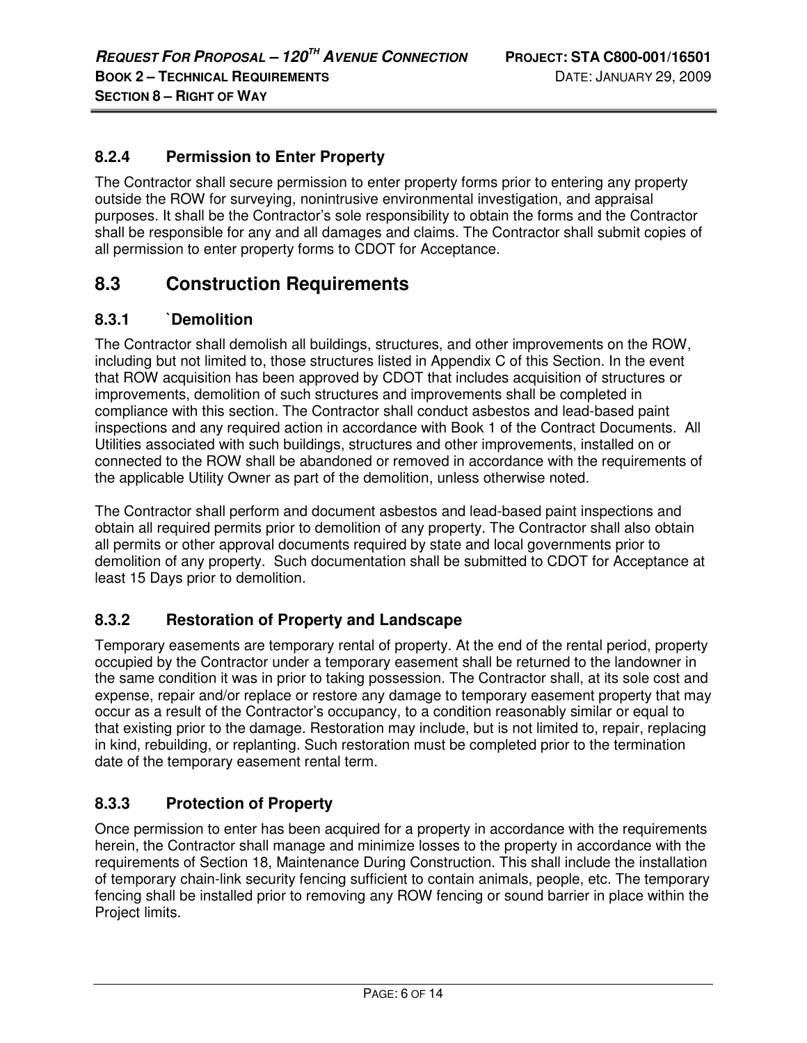### 8.2.4 Permission to Enter Property

The Contractor shall secure permission to enter property forms prior to entering any property outside the ROW for surveying, nonintrusive environmental investigation, and appraisal purposes. It shall be the Contractor's sole responsibility to obtain the forms and the Contractor shall be responsible for any and all damages and claims. The Contractor shall submit copies of all permission to enter property forms to CDOT for Acceptance.

## 8.3 Construction Requirements

### 8.3.1 `Demolition

The Contractor shall demolish all buildings, structures, and other improvements on the ROW, including but not limited to, those structures listed in Appendix C of this Section. In the event that ROW acquisition has been approved by CDOT that includes acquisition of structures or improvements, demolition of such structures and improvements shall be completed in compliance with this section. The Contractor shall conduct asbestos and lead-based paint inspections and any required action in accordance with Book 1 of the Contract Documents. All Utilities associated with such buildings, structures and other improvements, installed on or connected to the ROW shall be abandoned or removed in accordance with the requirements of the applicable Utility Owner as part of the demolition, unless otherwise noted.

The Contractor shall perform and document asbestos and lead-based paint inspections and obtain all required permits prior to demolition of any property. The Contractor shall also obtain all permits or other approval documents required by state and local governments prior to demolition of any property. Such documentation shall be submitted to CDOT for Acceptance at least 15 Days prior to demolition.

### 8.3.2 Restoration of Property and Landscape

Temporary easements are temporary rental of property. At the end of the rental period, property occupied by the Contractor under a temporary easement shall be returned to the landowner in the same condition it was in prior to taking possession. The Contractor shall, at its sole cost and expense, repair and/or replace or restore any damage to temporary easement property that may occur as a result of the Contractor's occupancy, to a condition reasonably similar or equal to that existing prior to the damage. Restoration may include, but is not limited to, repair, replacing in kind, rebuilding, or replanting. Such restoration must be completed prior to the termination date of the temporary easement rental term.

### 8.3.3 Protection of Property

Once permission to enter has been acquired for a property in accordance with the requirements herein, the Contractor shall manage and minimize losses to the property in accordance with the requirements of Section 18, Maintenance During Construction. This shall include the installation of temporary chain-link security fencing sufficient to contain animals, people, etc. The temporary fencing shall be installed prior to removing any ROW fencing or sound barrier in place within the Project limits.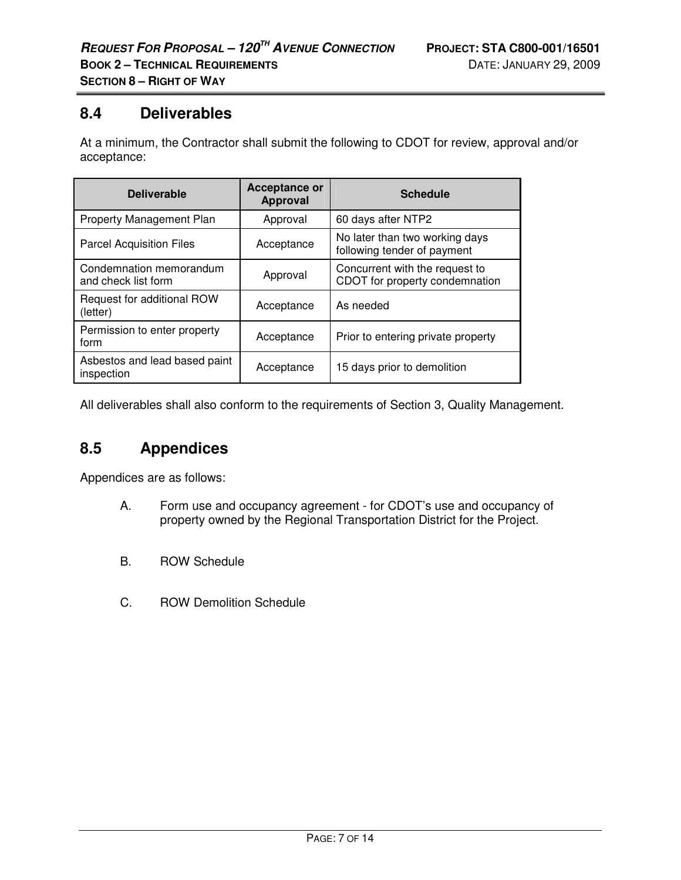## 8.4 Deliverables

At a minimum, the Contractor shall submit the following to CDOT for review, approval and/or acceptance:

| Deliverable | Acceptance or Approval | Schedule |
|---|---|---|
| Property Management Plan | Approval | 60 days after NTP2 |
| Parcel Acquisition Files | Acceptance | No later than two working days following tender of payment |
| Condemnation memorandum and check list form | Approval | Concurrent with the request to CDOT for property condemnation |
| Request for additional ROW (letter) | Acceptance | As needed |
| Permission to enter property form | Acceptance | Prior to entering private property |
| Asbestos and lead based paint inspection | Acceptance | 15 days prior to demolition |

All deliverables shall also conform to the requirements of Section 3, Quality Management.

## 8.5 Appendices

Appendices are as follows:

A. Form use and occupancy agreement - for CDOT's use and occupancy of property owned by the Regional Transportation District for the Project.

B. ROW Schedule

C. ROW Demolition Schedule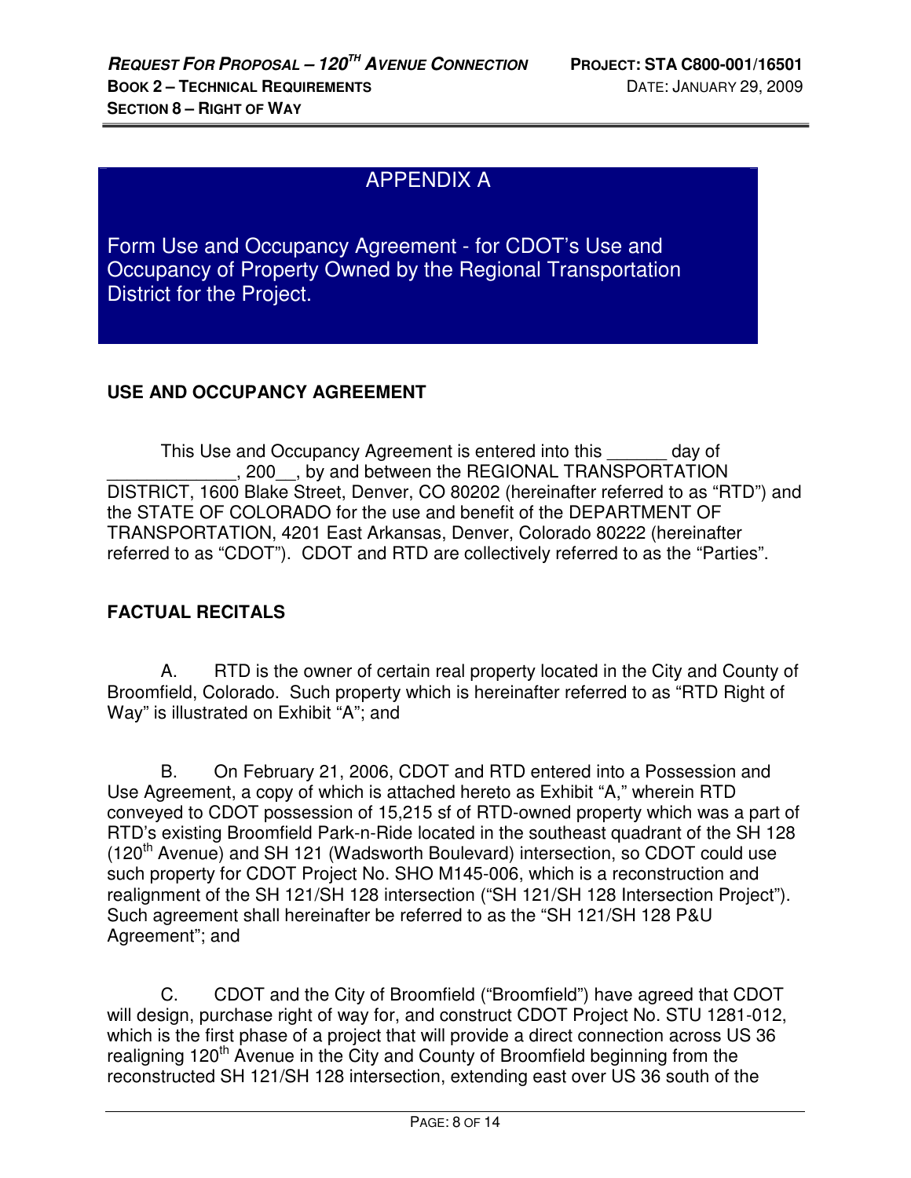# APPENDIX A

## Form Use and Occupancy Agreement - for CDOT's Use and Occupancy of Property Owned by the Regional Transportation District for the Project.

**USE AND OCCUPANCY AGREEMENT**

This Use and Occupancy Agreement is entered into this ______ day of _____________, 200__, by and between the REGIONAL TRANSPORTATION DISTRICT, 1600 Blake Street, Denver, CO 80202 (hereinafter referred to as "RTD") and the STATE OF COLORADO for the use and benefit of the DEPARTMENT OF TRANSPORTATION, 4201 East Arkansas, Denver, Colorado 80222 (hereinafter referred to as "CDOT"). CDOT and RTD are collectively referred to as the "Parties".

**FACTUAL RECITALS**

A. RTD is the owner of certain real property located in the City and County of Broomfield, Colorado. Such property which is hereinafter referred to as "RTD Right of Way" is illustrated on Exhibit "A"; and

B. On February 21, 2006, CDOT and RTD entered into a Possession and Use Agreement, a copy of which is attached hereto as Exhibit "A," wherein RTD conveyed to CDOT possession of 15,215 sf of RTD-owned property which was a part of RTD's existing Broomfield Park-n-Ride located in the southeast quadrant of the SH 128 (120th Avenue) and SH 121 (Wadsworth Boulevard) intersection, so CDOT could use such property for CDOT Project No. SHO M145-006, which is a reconstruction and realignment of the SH 121/SH 128 intersection ("SH 121/SH 128 Intersection Project"). Such agreement shall hereinafter be referred to as the "SH 121/SH 128 P&U Agreement"; and

C. CDOT and the City of Broomfield ("Broomfield") have agreed that CDOT will design, purchase right of way for, and construct CDOT Project No. STU 1281-012, which is the first phase of a project that will provide a direct connection across US 36 realigning 120th Avenue in the City and County of Broomfield beginning from the reconstructed SH 121/SH 128 intersection, extending east over US 36 south of the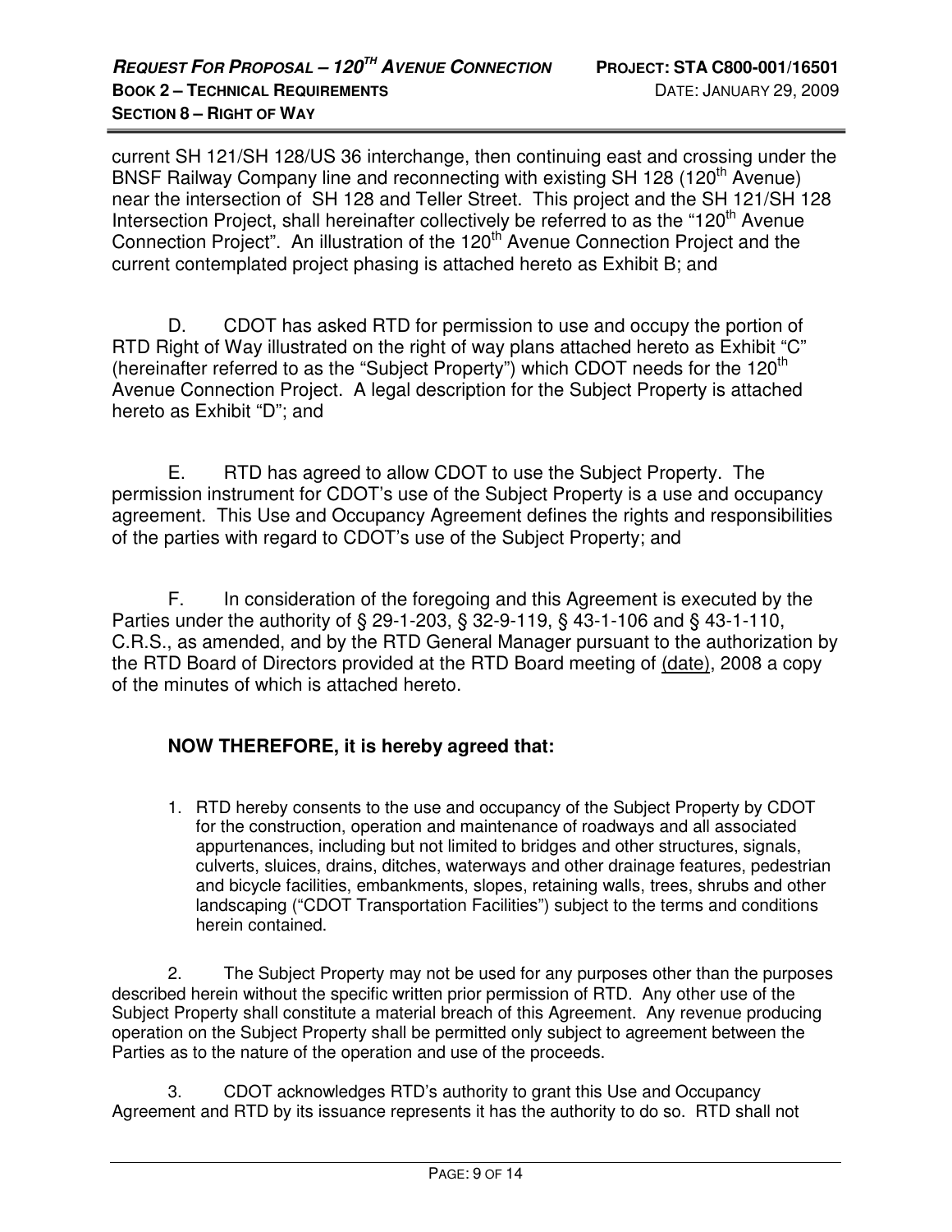current SH 121/SH 128/US 36 interchange, then continuing east and crossing under the BNSF Railway Company line and reconnecting with existing SH 128 (120th Avenue) near the intersection of SH 128 and Teller Street. This project and the SH 121/SH 128 Intersection Project, shall hereinafter collectively be referred to as the "120th Avenue Connection Project". An illustration of the 120th Avenue Connection Project and the current contemplated project phasing is attached hereto as Exhibit B; and

D. CDOT has asked RTD for permission to use and occupy the portion of RTD Right of Way illustrated on the right of way plans attached hereto as Exhibit "C" (hereinafter referred to as the "Subject Property") which CDOT needs for the 120th Avenue Connection Project. A legal description for the Subject Property is attached hereto as Exhibit "D"; and

E. RTD has agreed to allow CDOT to use the Subject Property. The permission instrument for CDOT's use of the Subject Property is a use and occupancy agreement. This Use and Occupancy Agreement defines the rights and responsibilities of the parties with regard to CDOT's use of the Subject Property; and

F. In consideration of the foregoing and this Agreement is executed by the Parties under the authority of § 29-1-203, § 32-9-119, § 43-1-106 and § 43-1-110, C.R.S., as amended, and by the RTD General Manager pursuant to the authorization by the RTD Board of Directors provided at the RTD Board meeting of (date), 2008 a copy of the minutes of which is attached hereto.

**NOW THEREFORE, it is hereby agreed that:**

1. RTD hereby consents to the use and occupancy of the Subject Property by CDOT for the construction, operation and maintenance of roadways and all associated appurtenances, including but not limited to bridges and other structures, signals, culverts, sluices, drains, ditches, waterways and other drainage features, pedestrian and bicycle facilities, embankments, slopes, retaining walls, trees, shrubs and other landscaping ("CDOT Transportation Facilities") subject to the terms and conditions herein contained.

2. The Subject Property may not be used for any purposes other than the purposes described herein without the specific written prior permission of RTD. Any other use of the Subject Property shall constitute a material breach of this Agreement. Any revenue producing operation on the Subject Property shall be permitted only subject to agreement between the Parties as to the nature of the operation and use of the proceeds.

3. CDOT acknowledges RTD's authority to grant this Use and Occupancy Agreement and RTD by its issuance represents it has the authority to do so. RTD shall not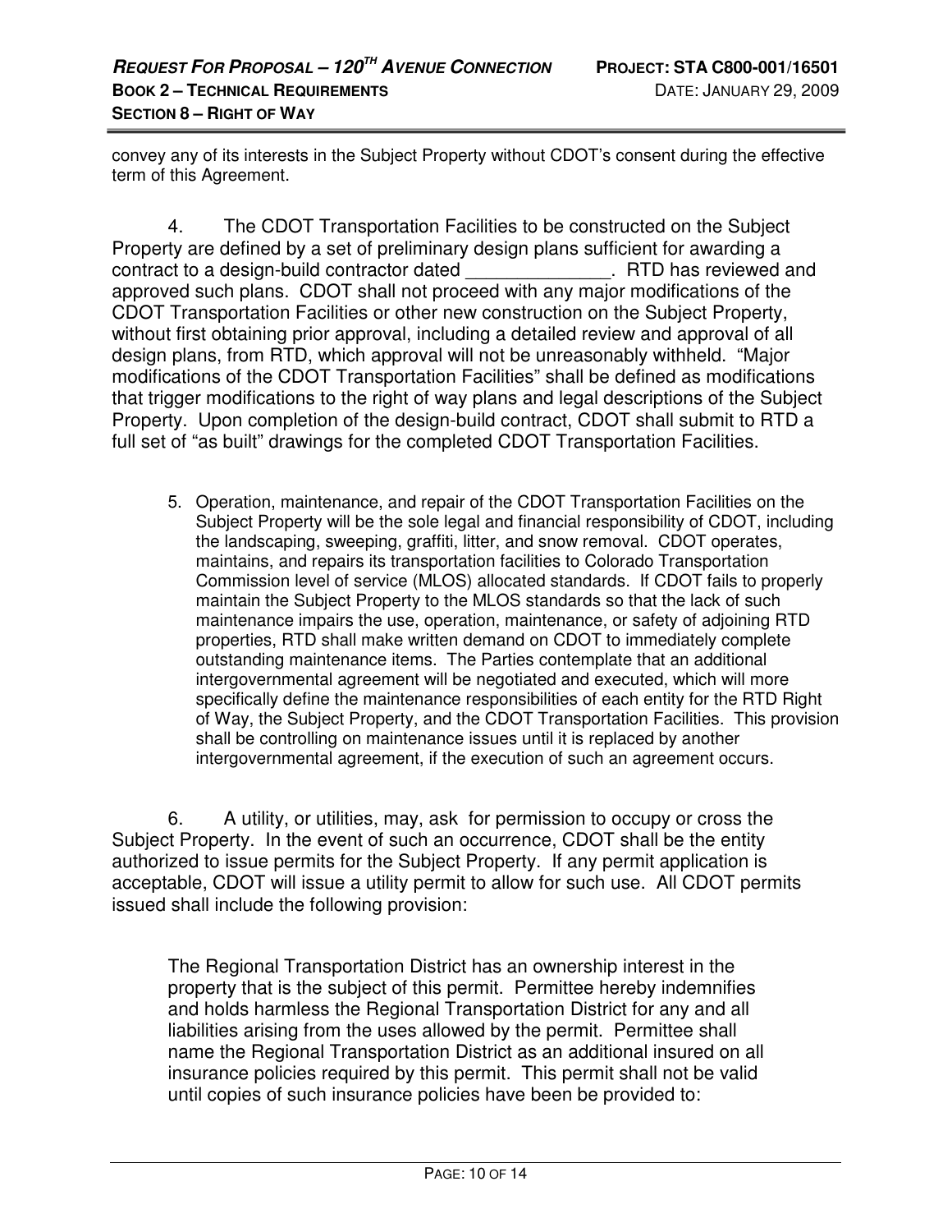convey any of its interests in the Subject Property without CDOT's consent during the effective term of this Agreement.

4. The CDOT Transportation Facilities to be constructed on the Subject Property are defined by a set of preliminary design plans sufficient for awarding a contract to a design-build contractor dated ______________. RTD has reviewed and approved such plans. CDOT shall not proceed with any major modifications of the CDOT Transportation Facilities or other new construction on the Subject Property, without first obtaining prior approval, including a detailed review and approval of all design plans, from RTD, which approval will not be unreasonably withheld. "Major modifications of the CDOT Transportation Facilities" shall be defined as modifications that trigger modifications to the right of way plans and legal descriptions of the Subject Property. Upon completion of the design-build contract, CDOT shall submit to RTD a full set of "as built" drawings for the completed CDOT Transportation Facilities.

5. Operation, maintenance, and repair of the CDOT Transportation Facilities on the Subject Property will be the sole legal and financial responsibility of CDOT, including the landscaping, sweeping, graffiti, litter, and snow removal. CDOT operates, maintains, and repairs its transportation facilities to Colorado Transportation Commission level of service (MLOS) allocated standards. If CDOT fails to properly maintain the Subject Property to the MLOS standards so that the lack of such maintenance impairs the use, operation, maintenance, or safety of adjoining RTD properties, RTD shall make written demand on CDOT to immediately complete outstanding maintenance items. The Parties contemplate that an additional intergovernmental agreement will be negotiated and executed, which will more specifically define the maintenance responsibilities of each entity for the RTD Right of Way, the Subject Property, and the CDOT Transportation Facilities. This provision shall be controlling on maintenance issues until it is replaced by another intergovernmental agreement, if the execution of such an agreement occurs.

6. A utility, or utilities, may, ask for permission to occupy or cross the Subject Property. In the event of such an occurrence, CDOT shall be the entity authorized to issue permits for the Subject Property. If any permit application is acceptable, CDOT will issue a utility permit to allow for such use. All CDOT permits issued shall include the following provision:

> The Regional Transportation District has an ownership interest in the property that is the subject of this permit. Permittee hereby indemnifies and holds harmless the Regional Transportation District for any and all liabilities arising from the uses allowed by the permit. Permittee shall name the Regional Transportation District as an additional insured on all insurance policies required by this permit. This permit shall not be valid until copies of such insurance policies have been be provided to: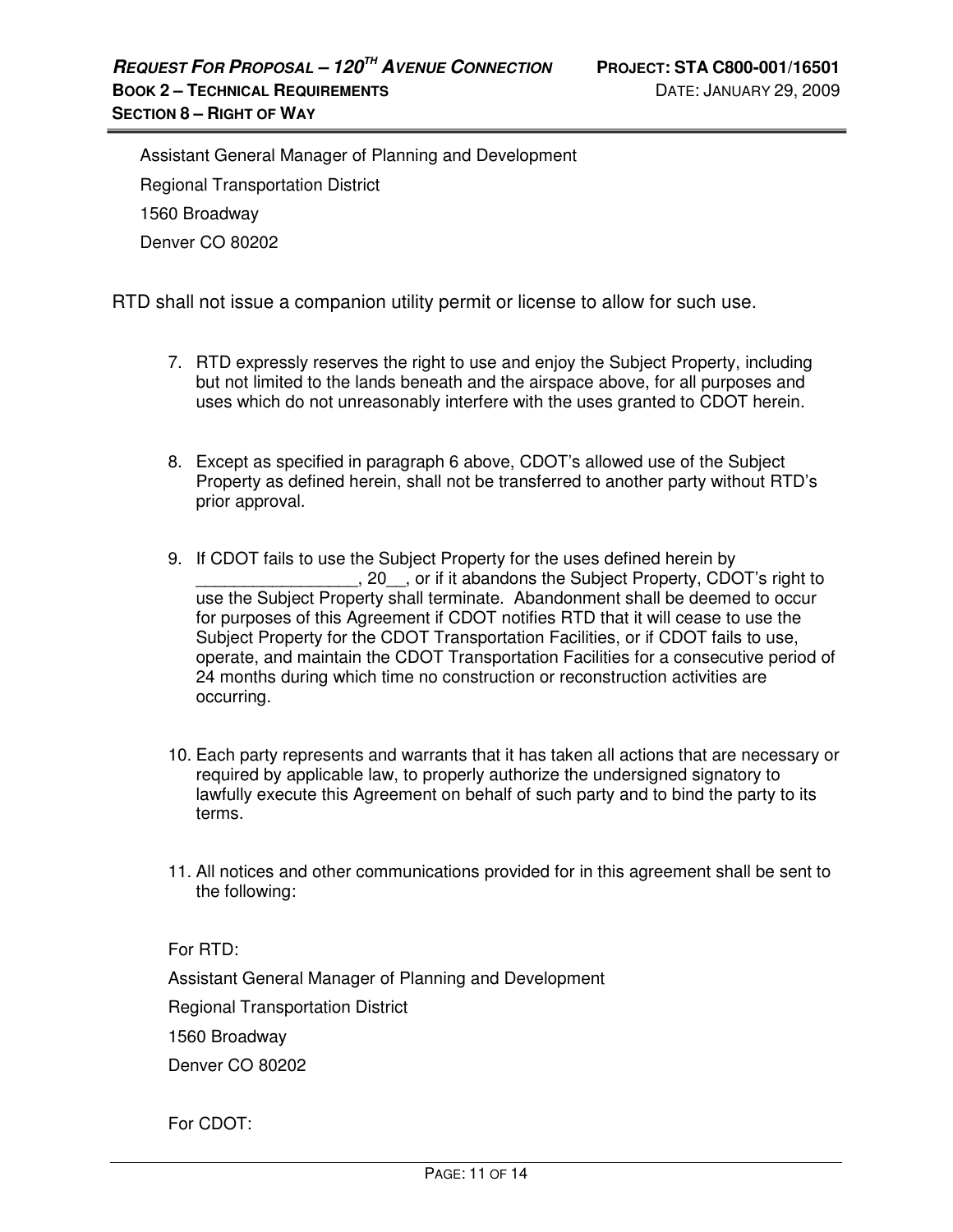Assistant General Manager of Planning and Development

Regional Transportation District

1560 Broadway

Denver CO 80202

RTD shall not issue a companion utility permit or license to allow for such use.

7. RTD expressly reserves the right to use and enjoy the Subject Property, including but not limited to the lands beneath and the airspace above, for all purposes and uses which do not unreasonably interfere with the uses granted to CDOT herein.

8. Except as specified in paragraph 6 above, CDOT's allowed use of the Subject Property as defined herein, shall not be transferred to another party without RTD's prior approval.

9. If CDOT fails to use the Subject Property for the uses defined herein by _________________, 20__, or if it abandons the Subject Property, CDOT's right to use the Subject Property shall terminate. Abandonment shall be deemed to occur for purposes of this Agreement if CDOT notifies RTD that it will cease to use the Subject Property for the CDOT Transportation Facilities, or if CDOT fails to use, operate, and maintain the CDOT Transportation Facilities for a consecutive period of 24 months during which time no construction or reconstruction activities are occurring.

10. Each party represents and warrants that it has taken all actions that are necessary or required by applicable law, to properly authorize the undersigned signatory to lawfully execute this Agreement on behalf of such party and to bind the party to its terms.

11. All notices and other communications provided for in this agreement shall be sent to the following:

For RTD:

Assistant General Manager of Planning and Development

Regional Transportation District

1560 Broadway

Denver CO 80202

For CDOT: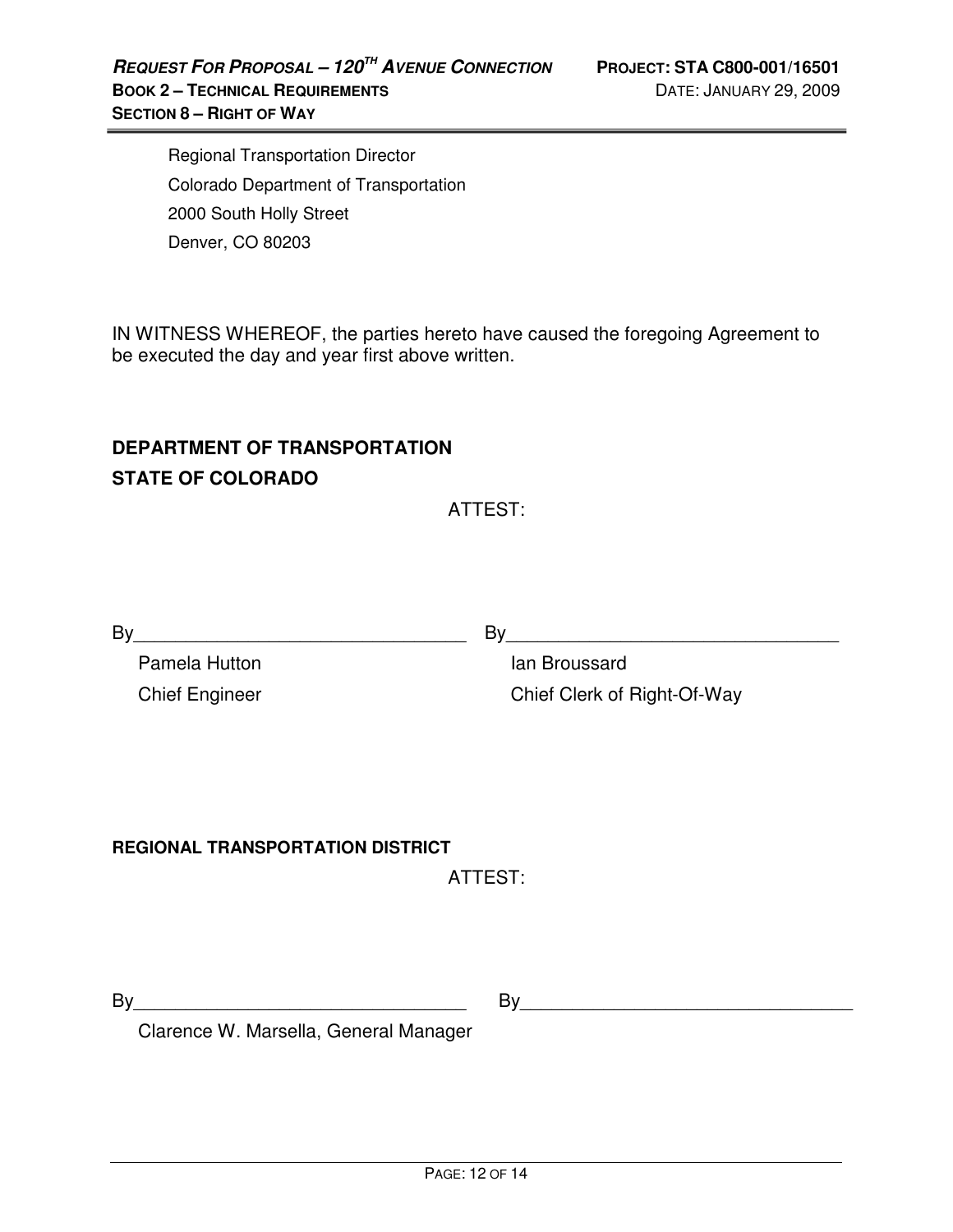Regional Transportation Director
Colorado Department of Transportation
2000 South Holly Street
Denver, CO 80203

IN WITNESS WHEREOF, the parties hereto have caused the foregoing Agreement to be executed the day and year first above written.

**DEPARTMENT OF TRANSPORTATION**
**STATE OF COLORADO**

ATTEST:

| | |
|---|---|
| By________________________________ | By________________________________ |
| Pamela Hutton | Ian Broussard |
| Chief Engineer | Chief Clerk of Right-Of-Way |

**REGIONAL TRANSPORTATION DISTRICT**

ATTEST:

| | |
|---|---|
| By________________________________ | By________________________________ |
| Clarence W. Marsella, General Manager | |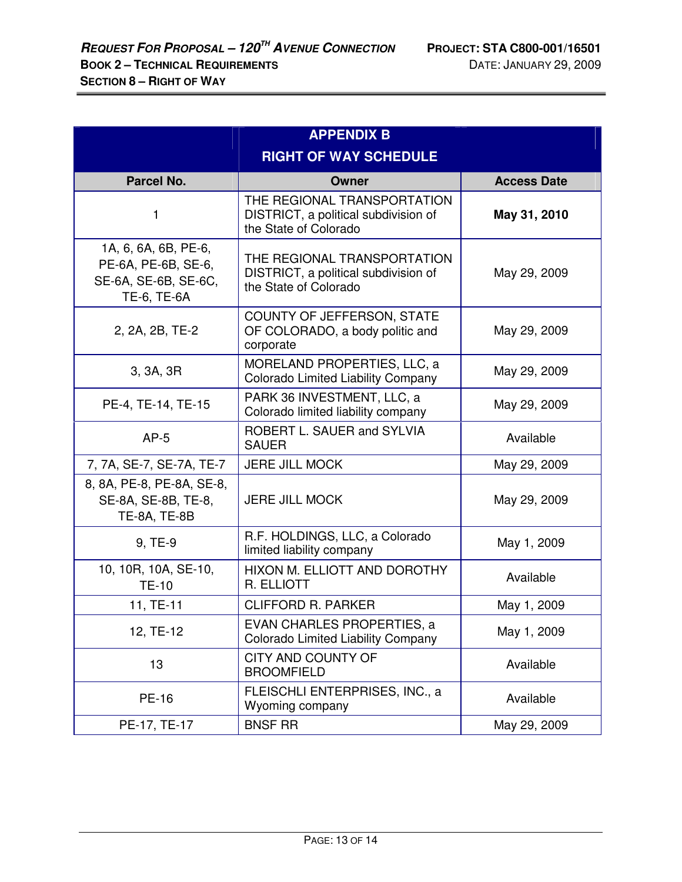## APPENDIX B

## RIGHT OF WAY SCHEDULE

| Parcel No. | Owner | Access Date |
|---|---|---|
| 1 | THE REGIONAL TRANSPORTATION DISTRICT, a political subdivision of the State of Colorado | **May 31, 2010** |
| 1A, 6, 6A, 6B, PE-6, PE-6A, PE-6B, SE-6, SE-6A, SE-6B, SE-6C, TE-6, TE-6A | THE REGIONAL TRANSPORTATION DISTRICT, a political subdivision of the State of Colorado | May 29, 2009 |
| 2, 2A, 2B, TE-2 | COUNTY OF JEFFERSON, STATE OF COLORADO, a body politic and corporate | May 29, 2009 |
| 3, 3A, 3R | MORELAND PROPERTIES, LLC, a Colorado Limited Liability Company | May 29, 2009 |
| PE-4, TE-14, TE-15 | PARK 36 INVESTMENT, LLC, a Colorado limited liability company | May 29, 2009 |
| AP-5 | ROBERT L. SAUER and SYLVIA SAUER | Available |
| 7, 7A, SE-7, SE-7A, TE-7 | JERE JILL MOCK | May 29, 2009 |
| 8, 8A, PE-8, PE-8A, SE-8, SE-8A, SE-8B, TE-8, TE-8A, TE-8B | JERE JILL MOCK | May 29, 2009 |
| 9, TE-9 | R.F. HOLDINGS, LLC, a Colorado limited liability company | May 1, 2009 |
| 10, 10R, 10A, SE-10, TE-10 | HIXON M. ELLIOTT AND DOROTHY R. ELLIOTT | Available |
| 11, TE-11 | CLIFFORD R. PARKER | May 1, 2009 |
| 12, TE-12 | EVAN CHARLES PROPERTIES, a Colorado Limited Liability Company | May 1, 2009 |
| 13 | CITY AND COUNTY OF BROOMFIELD | Available |
| PE-16 | FLEISCHLI ENTERPRISES, INC., a Wyoming company | Available |
| PE-17, TE-17 | BNSF RR | May 29, 2009 |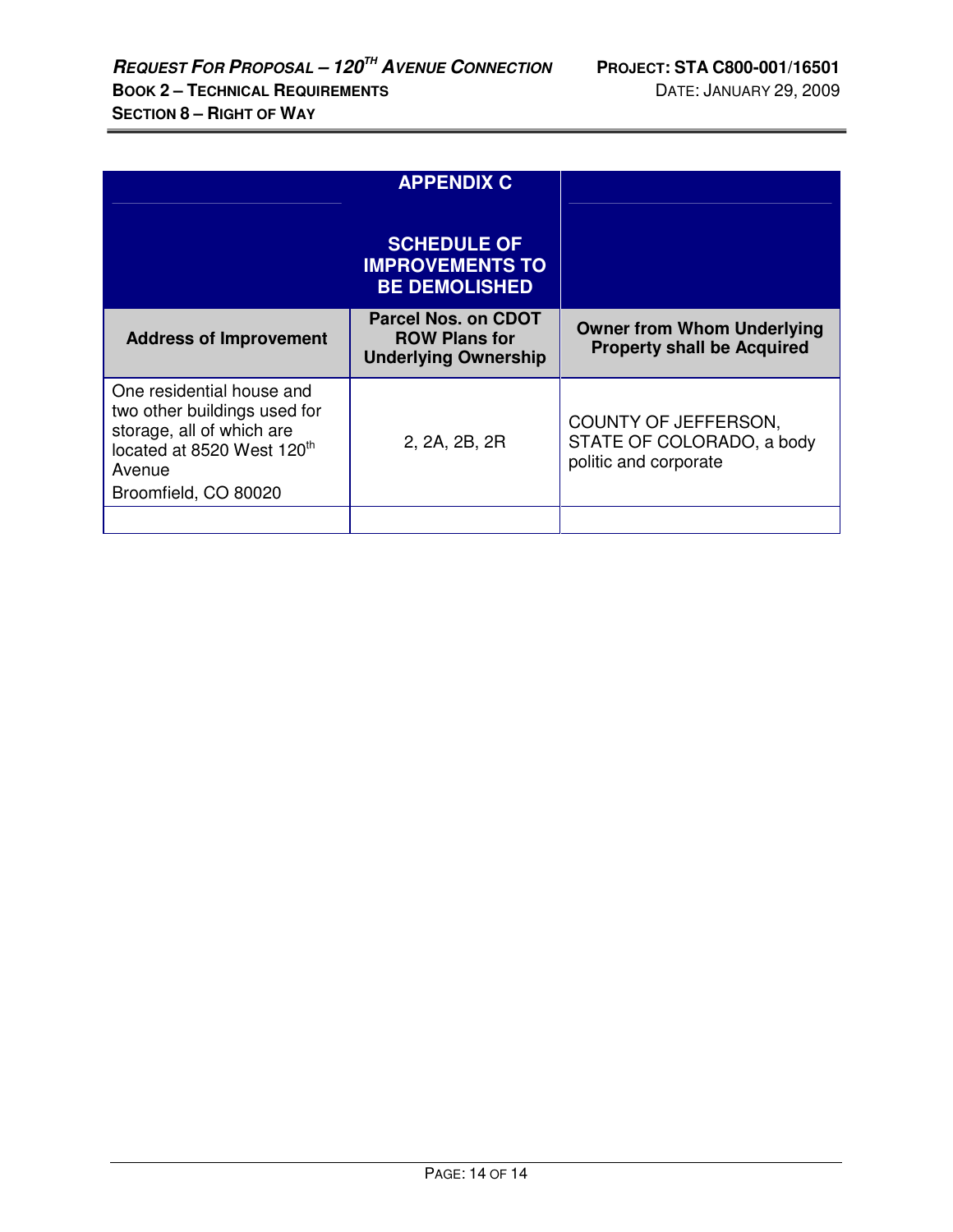## APPENDIX C

## SCHEDULE OF IMPROVEMENTS TO BE DEMOLISHED

| Address of Improvement | Parcel Nos. on CDOT ROW Plans for Underlying Ownership | Owner from Whom Underlying Property shall be Acquired |
|---|---|---|
| One residential house and two other buildings used for storage, all of which are located at 8520 West 120th Avenue<br>Broomfield, CO 80020 | 2, 2A, 2B, 2R | COUNTY OF JEFFERSON, STATE OF COLORADO, a body politic and corporate |
| | | |